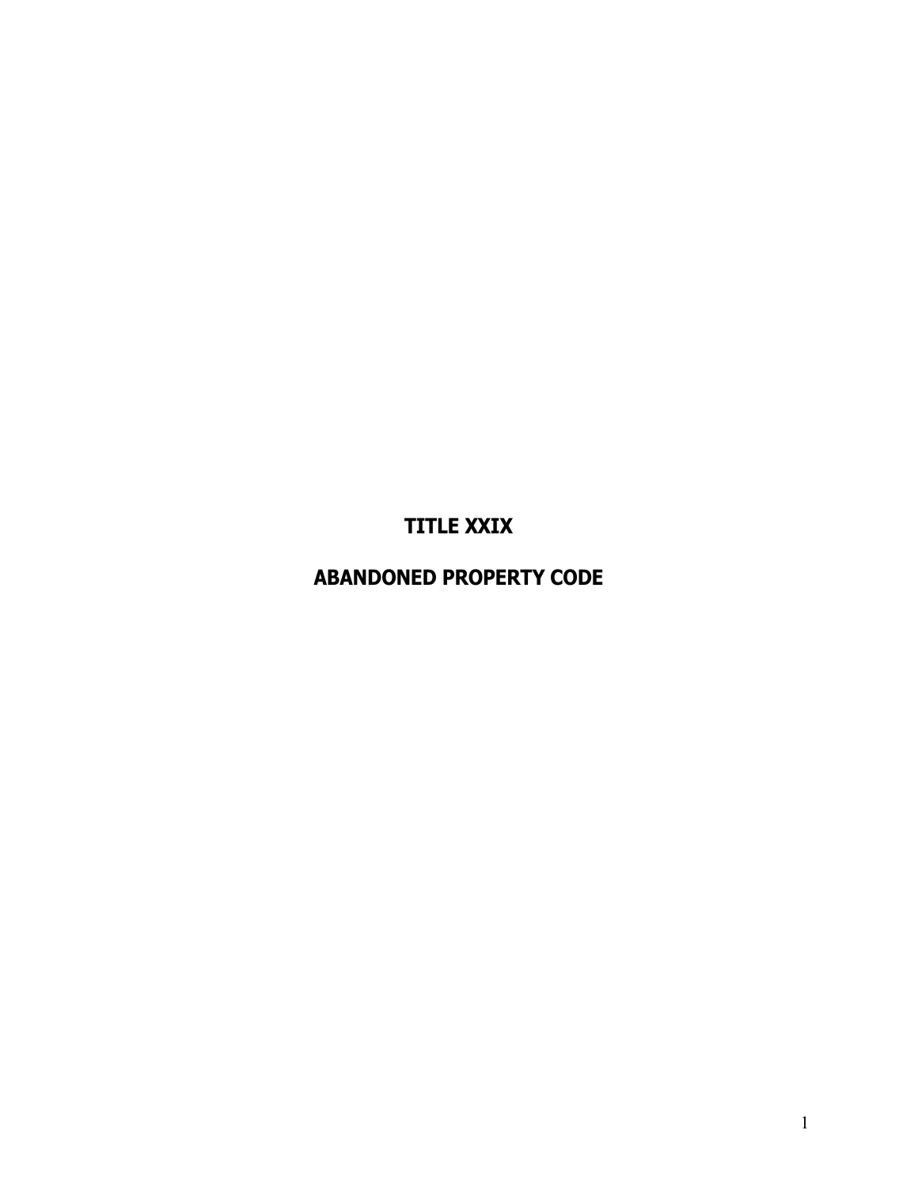# TITLE XXIX

# ABANDONED PROPERTY CODE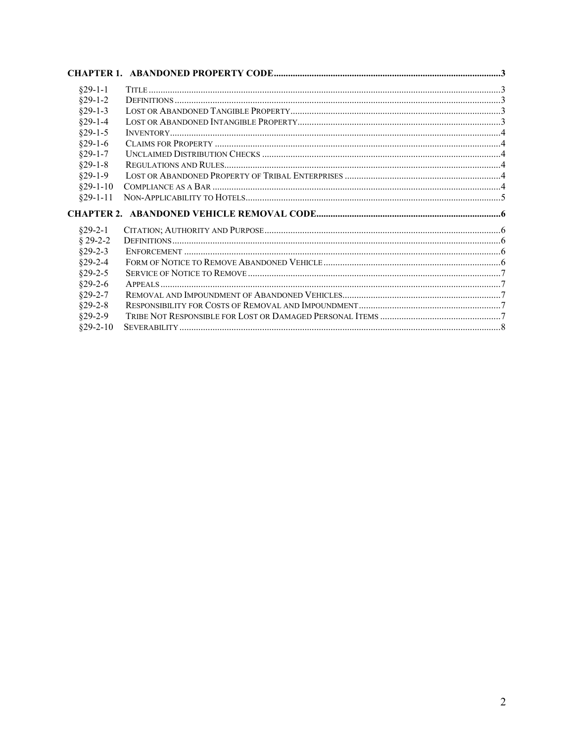**CHAPTER 1. ABANDONED PROPERTY CODE** .......... 3

- §29-1-1 TITLE .......... 3
- §29-1-2 DEFINITIONS .......... 3
- §29-1-3 LOST OR ABANDONED TANGIBLE PROPERTY .......... 3
- §29-1-4 LOST OR ABANDONED INTANGIBLE PROPERTY .......... 3
- §29-1-5 INVENTORY .......... 4
- §29-1-6 CLAIMS FOR PROPERTY .......... 4
- §29-1-7 UNCLAIMED DISTRIBUTION CHECKS .......... 4
- §29-1-8 REGULATIONS AND RULES .......... 4
- §29-1-9 LOST OR ABANDONED PROPERTY OF TRIBAL ENTERPRISES .......... 4
- §29-1-10 COMPLIANCE AS A BAR .......... 4
- §29-1-11 NON-APPLICABILITY TO HOTELS .......... 5

**CHAPTER 2. ABANDONED VEHICLE REMOVAL CODE** .......... 6

- §29-2-1 CITATION; AUTHORITY AND PURPOSE .......... 6
- § 29-2-2 DEFINITIONS .......... 6
- §29-2-3 ENFORCEMENT .......... 6
- §29-2-4 FORM OF NOTICE TO REMOVE ABANDONED VEHICLE .......... 6
- §29-2-5 SERVICE OF NOTICE TO REMOVE .......... 7
- §29-2-6 APPEALS .......... 7
- §29-2-7 REMOVAL AND IMPOUNDMENT OF ABANDONED VEHICLES .......... 7
- §29-2-8 RESPONSIBILITY FOR COSTS OF REMOVAL AND IMPOUNDMENT .......... 7
- §29-2-9 TRIBE NOT RESPONSIBLE FOR LOST OR DAMAGED PERSONAL ITEMS .......... 7
- §29-2-10 SEVERABILITY .......... 8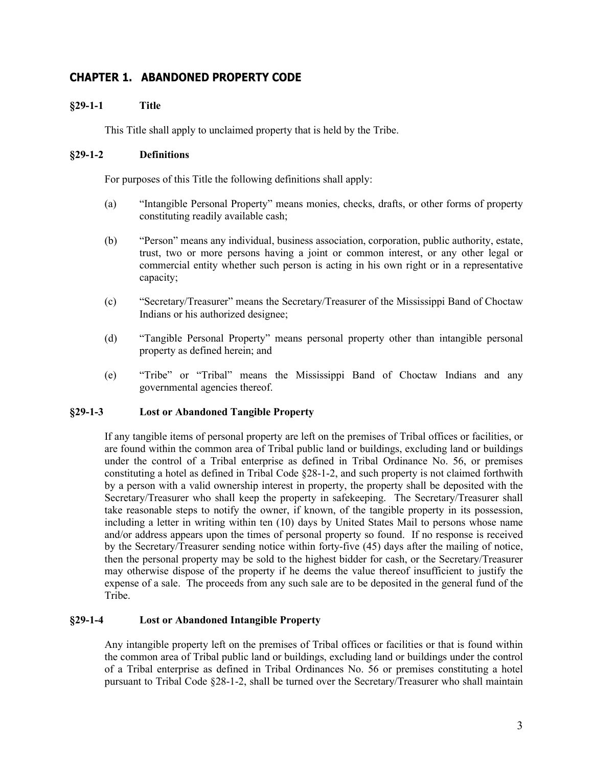## CHAPTER 1. ABANDONED PROPERTY CODE

### §29-1-1 Title

This Title shall apply to unclaimed property that is held by the Tribe.

### §29-1-2 Definitions

For purposes of this Title the following definitions shall apply:

(a) "Intangible Personal Property" means monies, checks, drafts, or other forms of property constituting readily available cash;

(b) "Person" means any individual, business association, corporation, public authority, estate, trust, two or more persons having a joint or common interest, or any other legal or commercial entity whether such person is acting in his own right or in a representative capacity;

(c) "Secretary/Treasurer" means the Secretary/Treasurer of the Mississippi Band of Choctaw Indians or his authorized designee;

(d) "Tangible Personal Property" means personal property other than intangible personal property as defined herein; and

(e) "Tribe" or "Tribal" means the Mississippi Band of Choctaw Indians and any governmental agencies thereof.

### §29-1-3 Lost or Abandoned Tangible Property

If any tangible items of personal property are left on the premises of Tribal offices or facilities, or are found within the common area of Tribal public land or buildings, excluding land or buildings under the control of a Tribal enterprise as defined in Tribal Ordinance No. 56, or premises constituting a hotel as defined in Tribal Code §28-1-2, and such property is not claimed forthwith by a person with a valid ownership interest in property, the property shall be deposited with the Secretary/Treasurer who shall keep the property in safekeeping. The Secretary/Treasurer shall take reasonable steps to notify the owner, if known, of the tangible property in its possession, including a letter in writing within ten (10) days by United States Mail to persons whose name and/or address appears upon the times of personal property so found. If no response is received by the Secretary/Treasurer sending notice within forty-five (45) days after the mailing of notice, then the personal property may be sold to the highest bidder for cash, or the Secretary/Treasurer may otherwise dispose of the property if he deems the value thereof insufficient to justify the expense of a sale. The proceeds from any such sale are to be deposited in the general fund of the Tribe.

### §29-1-4 Lost or Abandoned Intangible Property

Any intangible property left on the premises of Tribal offices or facilities or that is found within the common area of Tribal public land or buildings, excluding land or buildings under the control of a Tribal enterprise as defined in Tribal Ordinances No. 56 or premises constituting a hotel pursuant to Tribal Code §28-1-2, shall be turned over the Secretary/Treasurer who shall maintain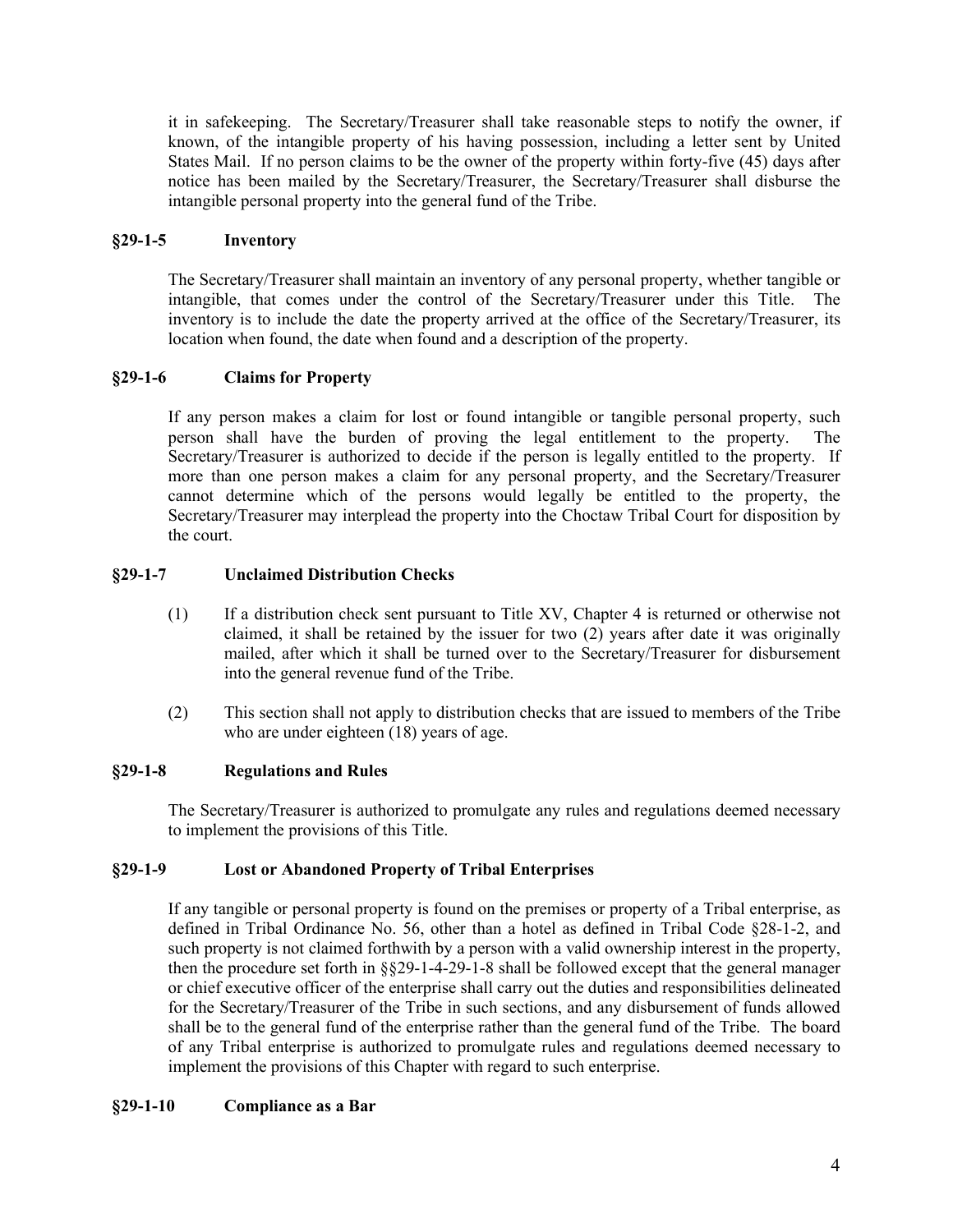it in safekeeping. The Secretary/Treasurer shall take reasonable steps to notify the owner, if known, of the intangible property of his having possession, including a letter sent by United States Mail. If no person claims to be the owner of the property within forty-five (45) days after notice has been mailed by the Secretary/Treasurer, the Secretary/Treasurer shall disburse the intangible personal property into the general fund of the Tribe.

### §29-1-5 Inventory

The Secretary/Treasurer shall maintain an inventory of any personal property, whether tangible or intangible, that comes under the control of the Secretary/Treasurer under this Title. The inventory is to include the date the property arrived at the office of the Secretary/Treasurer, its location when found, the date when found and a description of the property.

### §29-1-6 Claims for Property

If any person makes a claim for lost or found intangible or tangible personal property, such person shall have the burden of proving the legal entitlement to the property. The Secretary/Treasurer is authorized to decide if the person is legally entitled to the property. If more than one person makes a claim for any personal property, and the Secretary/Treasurer cannot determine which of the persons would legally be entitled to the property, the Secretary/Treasurer may interplead the property into the Choctaw Tribal Court for disposition by the court.

### §29-1-7 Unclaimed Distribution Checks

(1) If a distribution check sent pursuant to Title XV, Chapter 4 is returned or otherwise not claimed, it shall be retained by the issuer for two (2) years after date it was originally mailed, after which it shall be turned over to the Secretary/Treasurer for disbursement into the general revenue fund of the Tribe.

(2) This section shall not apply to distribution checks that are issued to members of the Tribe who are under eighteen (18) years of age.

### §29-1-8 Regulations and Rules

The Secretary/Treasurer is authorized to promulgate any rules and regulations deemed necessary to implement the provisions of this Title.

### §29-1-9 Lost or Abandoned Property of Tribal Enterprises

If any tangible or personal property is found on the premises or property of a Tribal enterprise, as defined in Tribal Ordinance No. 56, other than a hotel as defined in Tribal Code §28-1-2, and such property is not claimed forthwith by a person with a valid ownership interest in the property, then the procedure set forth in §§29-1-4-29-1-8 shall be followed except that the general manager or chief executive officer of the enterprise shall carry out the duties and responsibilities delineated for the Secretary/Treasurer of the Tribe in such sections, and any disbursement of funds allowed shall be to the general fund of the enterprise rather than the general fund of the Tribe. The board of any Tribal enterprise is authorized to promulgate rules and regulations deemed necessary to implement the provisions of this Chapter with regard to such enterprise.

### §29-1-10 Compliance as a Bar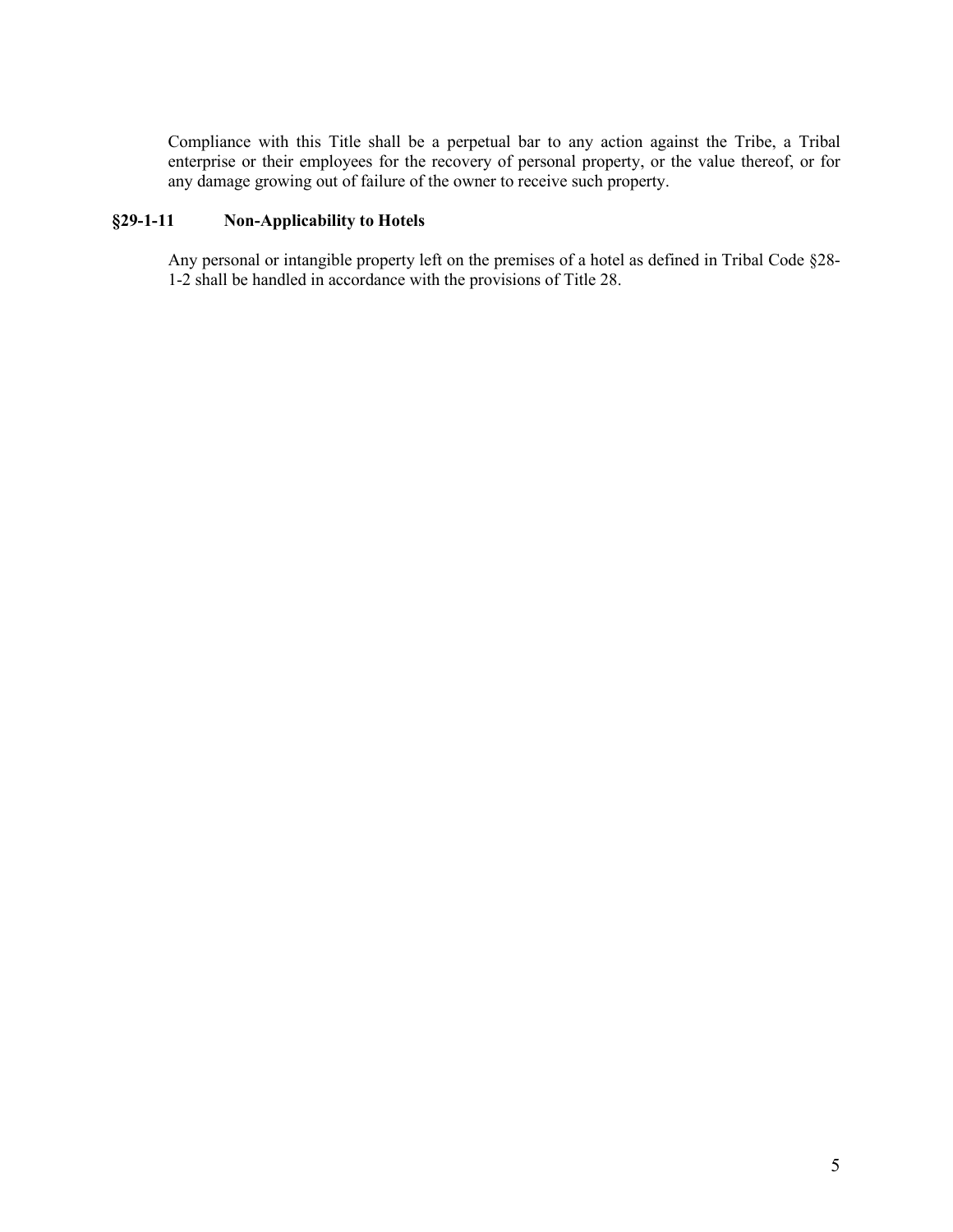Compliance with this Title shall be a perpetual bar to any action against the Tribe, a Tribal enterprise or their employees for the recovery of personal property, or the value thereof, or for any damage growing out of failure of the owner to receive such property.

### §29-1-11 Non-Applicability to Hotels

Any personal or intangible property left on the premises of a hotel as defined in Tribal Code §28-1-2 shall be handled in accordance with the provisions of Title 28.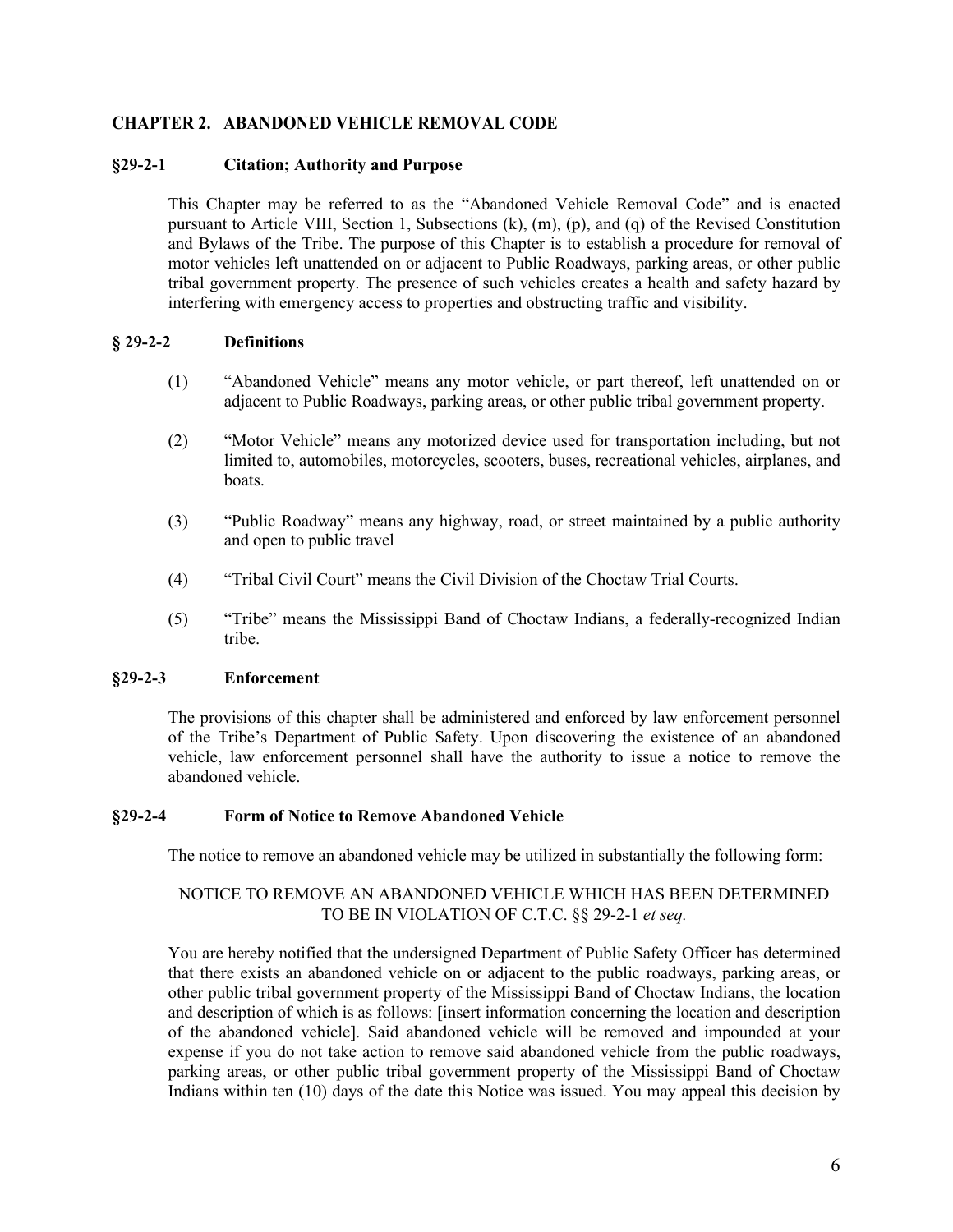## CHAPTER 2. ABANDONED VEHICLE REMOVAL CODE

### §29-2-1 Citation; Authority and Purpose

This Chapter may be referred to as the "Abandoned Vehicle Removal Code" and is enacted pursuant to Article VIII, Section 1, Subsections (k), (m), (p), and (q) of the Revised Constitution and Bylaws of the Tribe. The purpose of this Chapter is to establish a procedure for removal of motor vehicles left unattended on or adjacent to Public Roadways, parking areas, or other public tribal government property. The presence of such vehicles creates a health and safety hazard by interfering with emergency access to properties and obstructing traffic and visibility.

### § 29-2-2 Definitions

(1) "Abandoned Vehicle" means any motor vehicle, or part thereof, left unattended on or adjacent to Public Roadways, parking areas, or other public tribal government property.

(2) "Motor Vehicle" means any motorized device used for transportation including, but not limited to, automobiles, motorcycles, scooters, buses, recreational vehicles, airplanes, and boats.

(3) "Public Roadway" means any highway, road, or street maintained by a public authority and open to public travel

(4) "Tribal Civil Court" means the Civil Division of the Choctaw Trial Courts.

(5) "Tribe" means the Mississippi Band of Choctaw Indians, a federally-recognized Indian tribe.

### §29-2-3 Enforcement

The provisions of this chapter shall be administered and enforced by law enforcement personnel of the Tribe's Department of Public Safety. Upon discovering the existence of an abandoned vehicle, law enforcement personnel shall have the authority to issue a notice to remove the abandoned vehicle.

### §29-2-4 Form of Notice to Remove Abandoned Vehicle

The notice to remove an abandoned vehicle may be utilized in substantially the following form:

NOTICE TO REMOVE AN ABANDONED VEHICLE WHICH HAS BEEN DETERMINED TO BE IN VIOLATION OF C.T.C. §§ 29-2-1 *et seq.*

You are hereby notified that the undersigned Department of Public Safety Officer has determined that there exists an abandoned vehicle on or adjacent to the public roadways, parking areas, or other public tribal government property of the Mississippi Band of Choctaw Indians, the location and description of which is as follows: [insert information concerning the location and description of the abandoned vehicle]. Said abandoned vehicle will be removed and impounded at your expense if you do not take action to remove said abandoned vehicle from the public roadways, parking areas, or other public tribal government property of the Mississippi Band of Choctaw Indians within ten (10) days of the date this Notice was issued. You may appeal this decision by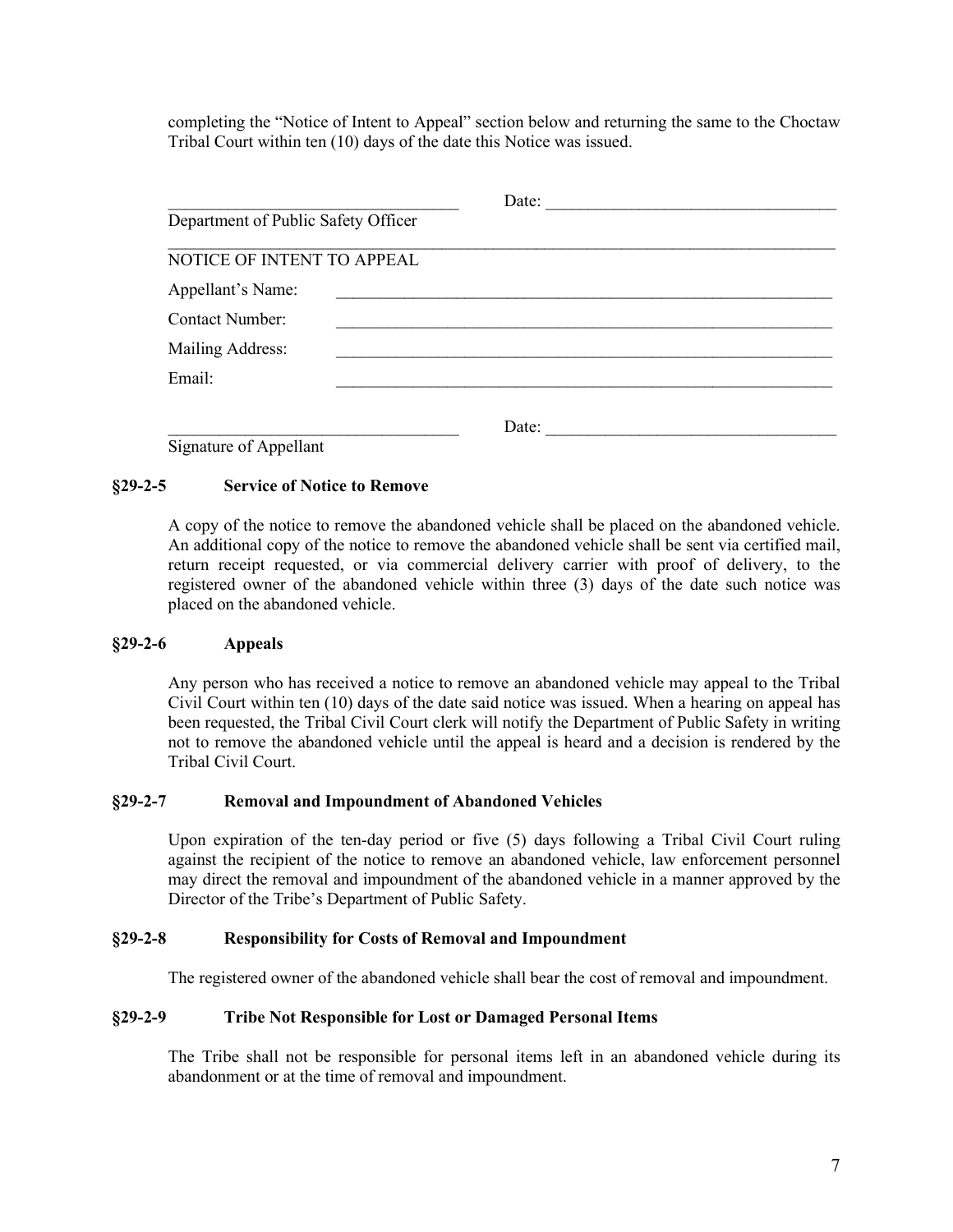completing the "Notice of Intent to Appeal" section below and returning the same to the Choctaw Tribal Court within ten (10) days of the date this Notice was issued.

\_\_\_\_\_\_\_\_\_\_\_\_\_\_\_\_\_\_\_\_\_\_\_\_\_\_\_\_\_\_\_\_\_\_\_ Date: \_\_\_\_\_\_\_\_\_\_\_\_\_\_\_\_\_\_\_\_\_\_\_\_\_\_\_\_\_\_\_\_\_\_\_
Department of Public Safety Officer

NOTICE OF INTENT TO APPEAL

Appellant's Name: \_\_\_\_\_\_\_\_\_\_\_\_\_\_\_\_\_\_\_\_\_\_\_\_\_\_\_\_\_\_\_\_\_\_\_\_\_\_\_\_\_\_\_\_\_\_\_\_\_\_\_\_\_\_\_\_\_\_\_\_

Contact Number: \_\_\_\_\_\_\_\_\_\_\_\_\_\_\_\_\_\_\_\_\_\_\_\_\_\_\_\_\_\_\_\_\_\_\_\_\_\_\_\_\_\_\_\_\_\_\_\_\_\_\_\_\_\_\_\_\_\_\_\_

Mailing Address: \_\_\_\_\_\_\_\_\_\_\_\_\_\_\_\_\_\_\_\_\_\_\_\_\_\_\_\_\_\_\_\_\_\_\_\_\_\_\_\_\_\_\_\_\_\_\_\_\_\_\_\_\_\_\_\_\_\_\_\_

Email: \_\_\_\_\_\_\_\_\_\_\_\_\_\_\_\_\_\_\_\_\_\_\_\_\_\_\_\_\_\_\_\_\_\_\_\_\_\_\_\_\_\_\_\_\_\_\_\_\_\_\_\_\_\_\_\_\_\_\_\_

\_\_\_\_\_\_\_\_\_\_\_\_\_\_\_\_\_\_\_\_\_\_\_\_\_\_\_\_\_\_\_\_\_\_\_ Date: \_\_\_\_\_\_\_\_\_\_\_\_\_\_\_\_\_\_\_\_\_\_\_\_\_\_\_\_\_\_\_\_\_\_\_
Signature of Appellant

### §29-2-5 Service of Notice to Remove

A copy of the notice to remove the abandoned vehicle shall be placed on the abandoned vehicle. An additional copy of the notice to remove the abandoned vehicle shall be sent via certified mail, return receipt requested, or via commercial delivery carrier with proof of delivery, to the registered owner of the abandoned vehicle within three (3) days of the date such notice was placed on the abandoned vehicle.

### §29-2-6 Appeals

Any person who has received a notice to remove an abandoned vehicle may appeal to the Tribal Civil Court within ten (10) days of the date said notice was issued. When a hearing on appeal has been requested, the Tribal Civil Court clerk will notify the Department of Public Safety in writing not to remove the abandoned vehicle until the appeal is heard and a decision is rendered by the Tribal Civil Court.

### §29-2-7 Removal and Impoundment of Abandoned Vehicles

Upon expiration of the ten-day period or five (5) days following a Tribal Civil Court ruling against the recipient of the notice to remove an abandoned vehicle, law enforcement personnel may direct the removal and impoundment of the abandoned vehicle in a manner approved by the Director of the Tribe's Department of Public Safety.

### §29-2-8 Responsibility for Costs of Removal and Impoundment

The registered owner of the abandoned vehicle shall bear the cost of removal and impoundment.

### §29-2-9 Tribe Not Responsible for Lost or Damaged Personal Items

The Tribe shall not be responsible for personal items left in an abandoned vehicle during its abandonment or at the time of removal and impoundment.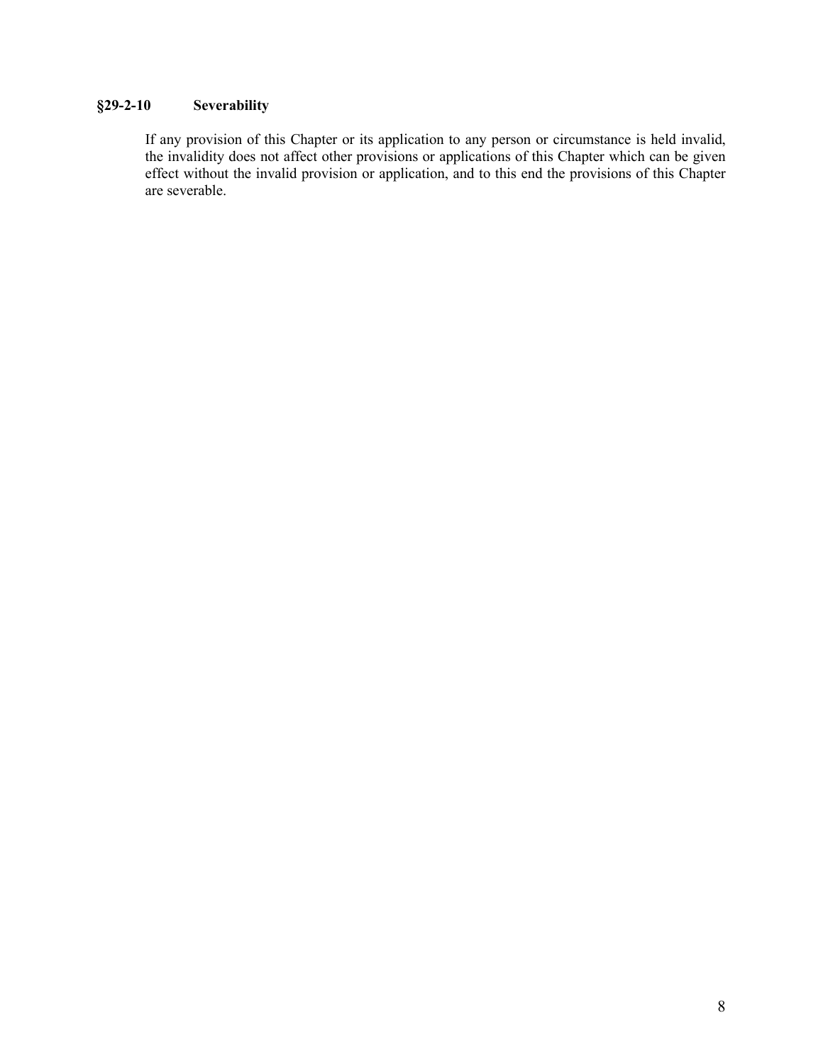### §29-2-10 Severability

If any provision of this Chapter or its application to any person or circumstance is held invalid, the invalidity does not affect other provisions or applications of this Chapter which can be given effect without the invalid provision or application, and to this end the provisions of this Chapter are severable.